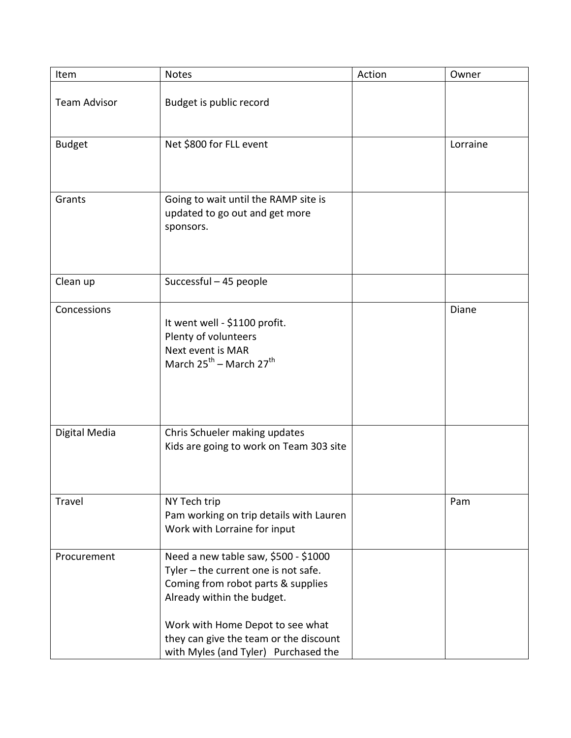| Item | Notes | Action | Owner |
|---|---|---|---|
| Team Advisor | Budget is public record | | |
| Budget | Net $800 for FLL event | | Lorraine |
| Grants | Going to wait until the RAMP site is updated to go out and get more sponsors. | | |
| Clean up | Successful – 45 people | | |
| Concessions | It went well - $1100 profit.<br>Plenty of volunteers<br>Next event is MAR<br>March 25th – March 27th | | Diane |
| Digital Media | Chris Schueler making updates<br>Kids are going to work on Team 303 site | | |
| Travel | NY Tech trip<br>Pam working on trip details with Lauren<br>Work with Lorraine for input | | Pam |
| Procurement | Need a new table saw, $500 - $1000<br>Tyler – the current one is not safe.<br>Coming from robot parts & supplies<br>Already within the budget.<br><br>Work with Home Depot to see what they can give the team or the discount with Myles (and Tyler) Purchased the | | |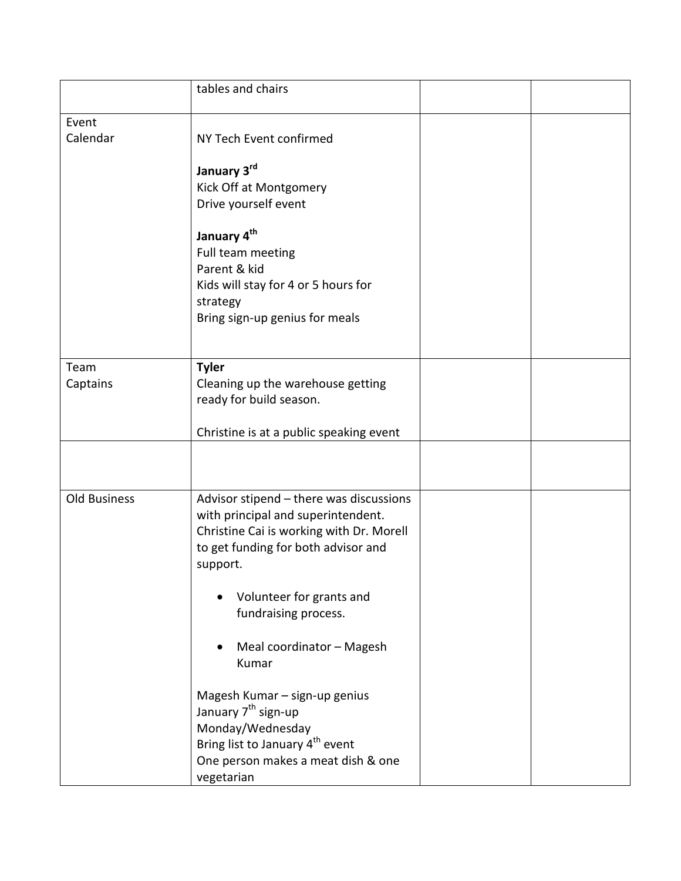| | | | |
|---|---|---|---|
| | tables and chairs | | |
| Event Calendar | NY Tech Event confirmed<br><br>**January 3rd**<br>Kick Off at Montgomery<br>Drive yourself event<br><br>**January 4th**<br>Full team meeting<br>Parent & kid<br>Kids will stay for 4 or 5 hours for strategy<br>Bring sign-up genius for meals | | |
| Team Captains | **Tyler**<br>Cleaning up the warehouse getting ready for build season.<br><br>Christine is at a public speaking event | | |
| | | | |
| Old Business | Advisor stipend – there was discussions with principal and superintendent. Christine Cai is working with Dr. Morell to get funding for both advisor and support.<br><br>• Volunteer for grants and fundraising process.<br><br>• Meal coordinator – Magesh Kumar<br><br>Magesh Kumar – sign-up genius<br>January 7th sign-up<br>Monday/Wednesday<br>Bring list to January 4th event<br>One person makes a meat dish & one vegetarian | | |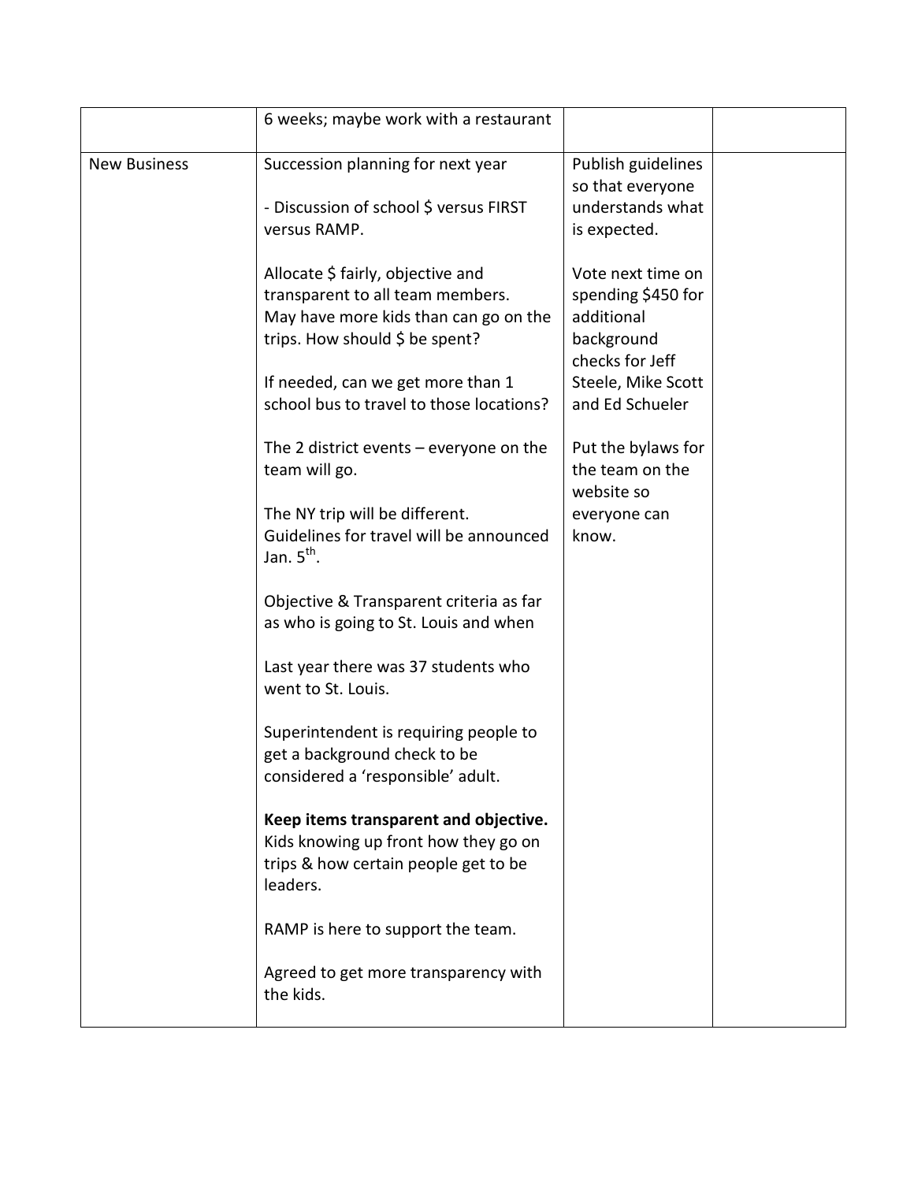| | | | |
|---|---|---|---|
| | 6 weeks; maybe work with a restaurant | | |
| New Business | Succession planning for next year<br><br>- Discussion of school $ versus FIRST versus RAMP.<br><br>Allocate $ fairly, objective and transparent to all team members. May have more kids than can go on the trips. How should $ be spent?<br><br>If needed, can we get more than 1 school bus to travel to those locations?<br><br>The 2 district events – everyone on the team will go.<br><br>The NY trip will be different. Guidelines for travel will be announced Jan. 5th.<br><br>Objective & Transparent criteria as far as who is going to St. Louis and when<br><br>Last year there was 37 students who went to St. Louis.<br><br>Superintendent is requiring people to get a background check to be considered a 'responsible' adult.<br><br>**Keep items transparent and objective.** Kids knowing up front how they go on trips & how certain people get to be leaders.<br><br>RAMP is here to support the team.<br><br>Agreed to get more transparency with the kids. | Publish guidelines so that everyone understands what is expected.<br><br>Vote next time on spending $450 for additional background checks for Jeff Steele, Mike Scott and Ed Schueler<br><br>Put the bylaws for the team on the website so everyone can know. | |